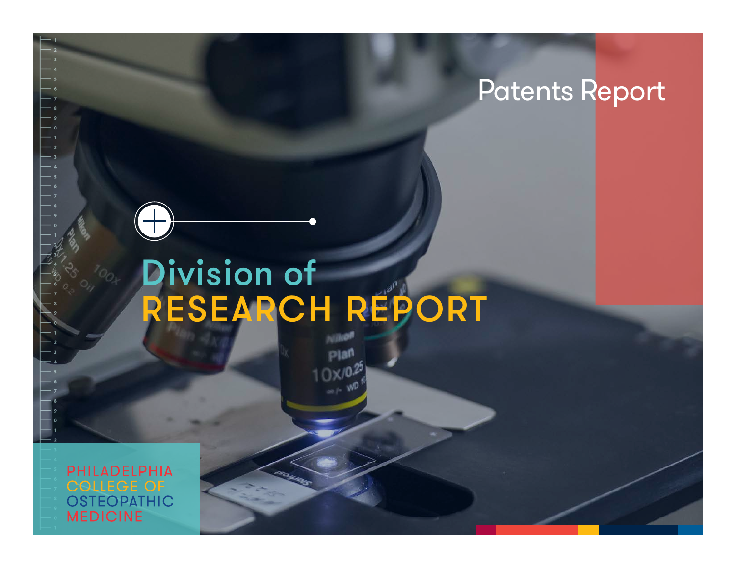# Patents Report

# Division of RESEARCH REPORT

PHILADELPHIA COLLEGE OF OSTEOPATHIC MEDICINE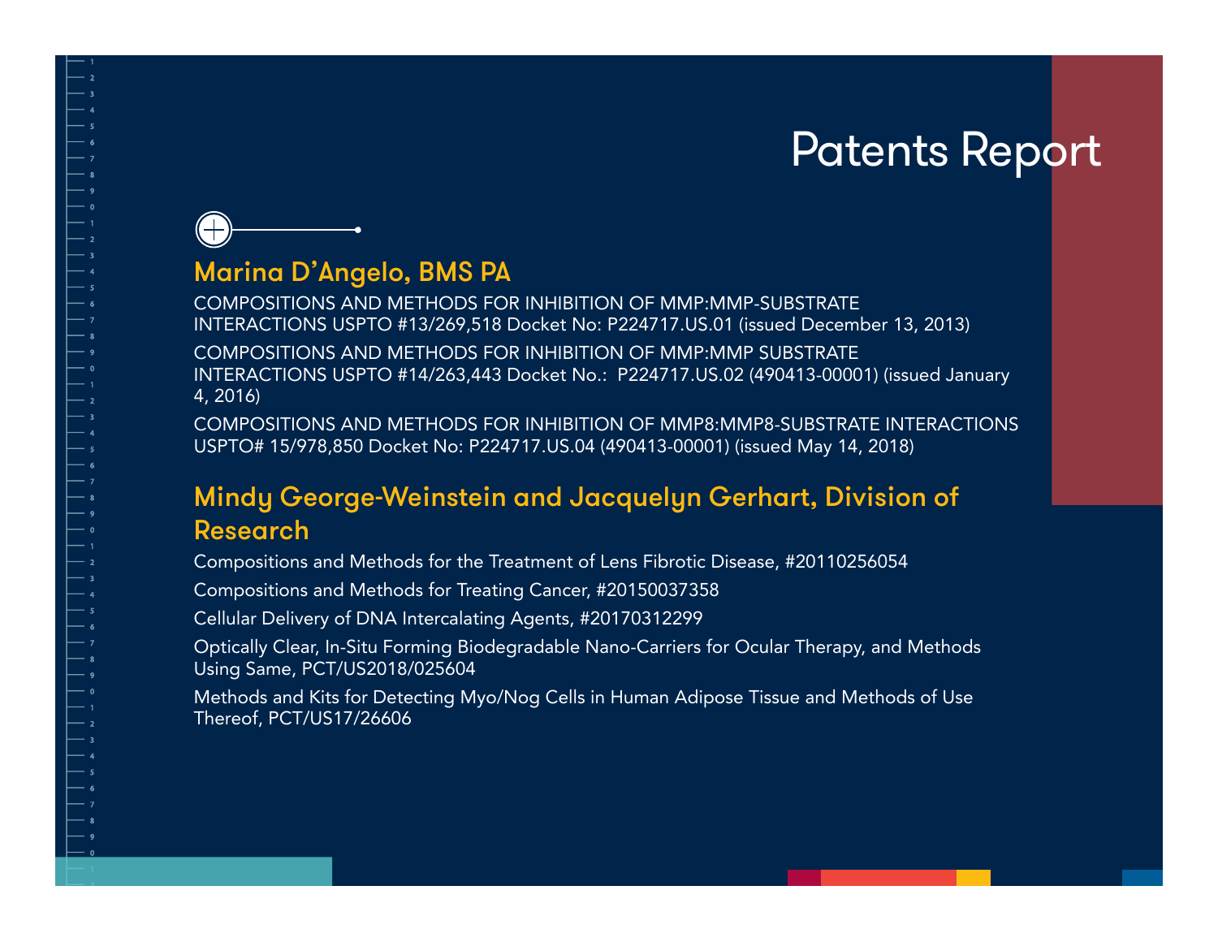# Patents Report

## Marina D'Angelo, BMS PA

COMPOSITIONS AND METHODS FOR INHIBITION OF MMP:MMP-SUBSTRATE INTERACTIONS USPTO #13/269,518 Docket No: P224717.US.01 (issued December 13, 2013)

COMPOSITIONS AND METHODS FOR INHIBITION OF MMP:MMP SUBSTRATE INTERACTIONS USPTO #14/263,443 Docket No.: P224717.US.02 (490413-00001) (issued January 4, 2016)

COMPOSITIONS AND METHODS FOR INHIBITION OF MMP8:MMP8-SUBSTRATE INTERACTIONS USPTO# 15/978,850 Docket No: P224717.US.04 (490413-00001) (issued May 14, 2018)

## Mindy George-Weinstein and Jacquelyn Gerhart, Division of Research

Compositions and Methods for the Treatment of Lens Fibrotic Disease, #20110256054

Compositions and Methods for Treating Cancer, #20150037358

Cellular Delivery of DNA Intercalating Agents, #20170312299

Optically Clear, In-Situ Forming Biodegradable Nano-Carriers for Ocular Therapy, and Methods Using Same, PCT/US2018/025604

Methods and Kits for Detecting Myo/Nog Cells in Human Adipose Tissue and Methods of Use Thereof, PCT/US17/26606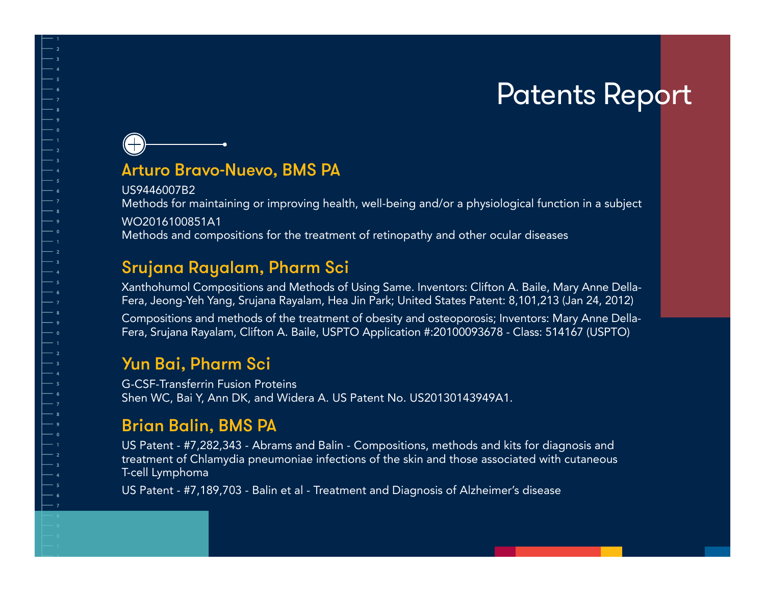# Patents Report

## Arturo Bravo-Nuevo, BMS PA

US9446007B2
Methods for maintaining or improving health, well-being and/or a physiological function in a subject

WO2016100851A1
Methods and compositions for the treatment of retinopathy and other ocular diseases

## Srujana Rayalam, Pharm Sci

Xanthohumol Compositions and Methods of Using Same. Inventors: Clifton A. Baile, Mary Anne Della-Fera, Jeong-Yeh Yang, Srujana Rayalam, Hea Jin Park; United States Patent: 8,101,213 (Jan 24, 2012)

Compositions and methods of the treatment of obesity and osteoporosis; Inventors: Mary Anne Della-Fera, Srujana Rayalam, Clifton A. Baile, USPTO Application #:20100093678 - Class: 514167 (USPTO)

## Yun Bai, Pharm Sci

G-CSF-Transferrin Fusion Proteins
Shen WC, Bai Y, Ann DK, and Widera A. US Patent No. US20130143949A1.

## Brian Balin, BMS PA

US Patent - #7,282,343 - Abrams and Balin - Compositions, methods and kits for diagnosis and treatment of Chlamydia pneumoniae infections of the skin and those associated with cutaneous T-cell Lymphoma

US Patent - #7,189,703 - Balin et al - Treatment and Diagnosis of Alzheimer's disease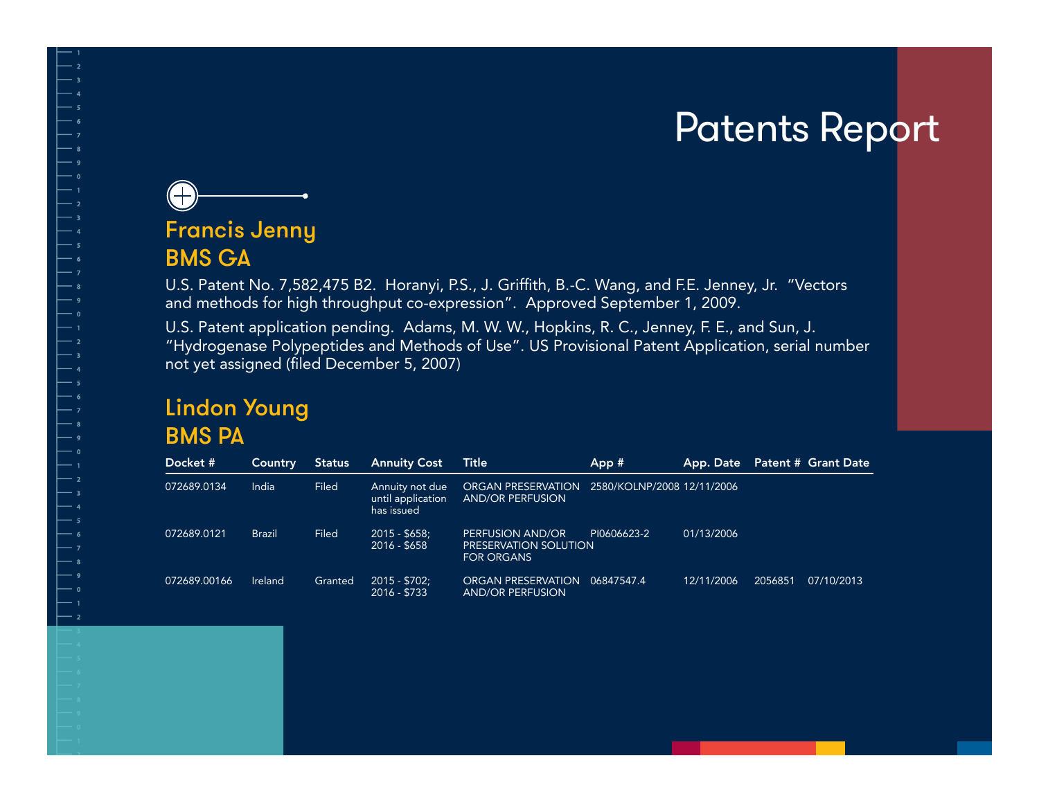# Patents Report

## Francis Jenny
## BMS GA

U.S. Patent No. 7,582,475 B2. Horanyi, P.S., J. Griffith, B.-C. Wang, and F.E. Jenney, Jr. "Vectors and methods for high throughput co-expression". Approved September 1, 2009.

U.S. Patent application pending. Adams, M. W. W., Hopkins, R. C., Jenney, F. E., and Sun, J. "Hydrogenase Polypeptides and Methods of Use". US Provisional Patent Application, serial number not yet assigned (filed December 5, 2007)

## Lindon Young
## BMS PA

| Docket # | Country | Status | Annuity Cost | Title | App # | App. Date | Patent # | Grant Date |
|---|---|---|---|---|---|---|---|---|
| 072689.0134 | India | Filed | Annuity not due until application has issued | ORGAN PRESERVATION AND/OR PERFUSION | 2580/KOLNP/2008 | 12/11/2006 | | |
| 072689.0121 | Brazil | Filed | 2015 - $658; 2016 - $658 | PERFUSION AND/OR PRESERVATION SOLUTION FOR ORGANS | PI0606623-2 | 01/13/2006 | | |
| 072689.00166 | Ireland | Granted | 2015 - $702; 2016 - $733 | ORGAN PRESERVATION AND/OR PERFUSION | 06847547.4 | 12/11/2006 | 2056851 | 07/10/2013 |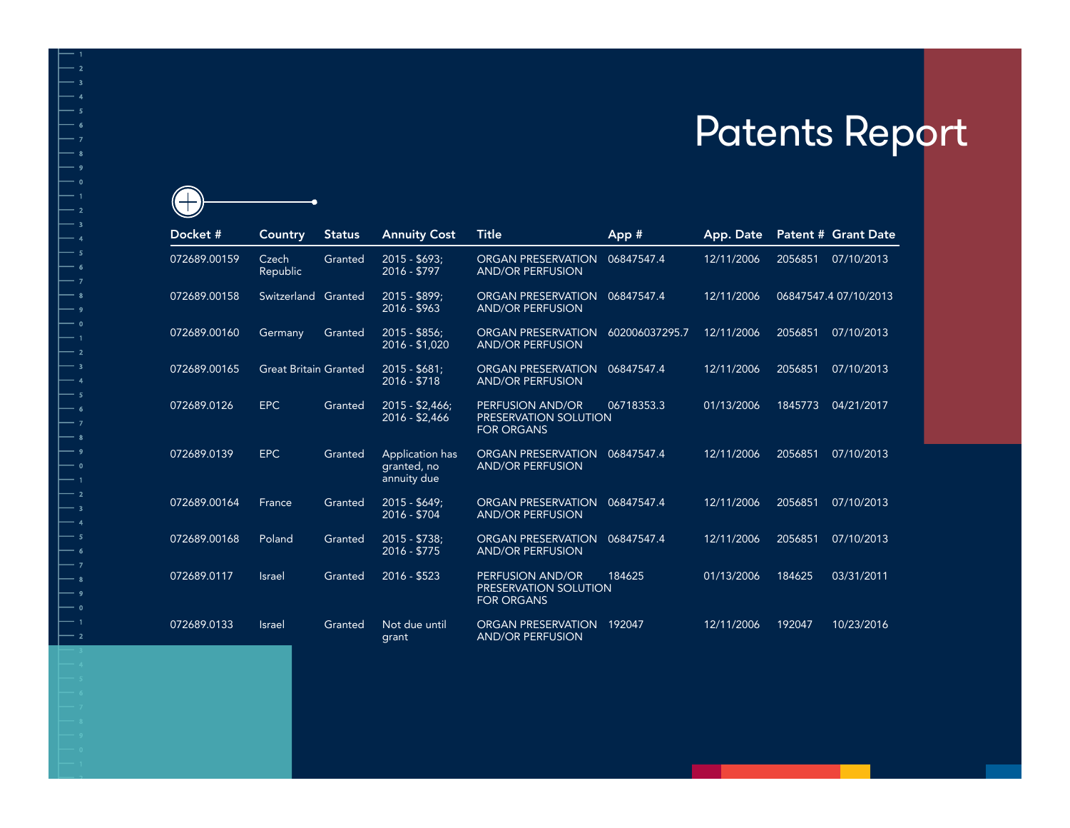# Patents Report

| Docket # | Country | Status | Annuity Cost | Title | App # | App. Date | Patent # | Grant Date |
|---|---|---|---|---|---|---|---|---|
| 072689.00159 | Czech Republic | Granted | 2015 - $693; 2016 - $797 | ORGAN PRESERVATION AND/OR PERFUSION | 06847547.4 | 12/11/2006 | 2056851 | 07/10/2013 |
| 072689.00158 | Switzerland | Granted | 2015 - $899; 2016 - $963 | ORGAN PRESERVATION AND/OR PERFUSION | 06847547.4 | 12/11/2006 | 06847547.4 | 07/10/2013 |
| 072689.00160 | Germany | Granted | 2015 - $856; 2016 - $1,020 | ORGAN PRESERVATION AND/OR PERFUSION | 602006037295.7 | 12/11/2006 | 2056851 | 07/10/2013 |
| 072689.00165 | Great Britain | Granted | 2015 - $681; 2016 - $718 | ORGAN PRESERVATION AND/OR PERFUSION | 06847547.4 | 12/11/2006 | 2056851 | 07/10/2013 |
| 072689.0126 | EPC | Granted | 2015 - $2,466; 2016 - $2,466 | PERFUSION AND/OR PRESERVATION SOLUTION FOR ORGANS | 06718353.3 | 01/13/2006 | 1845773 | 04/21/2017 |
| 072689.0139 | EPC | Granted | Application has granted, no annuity due | ORGAN PRESERVATION AND/OR PERFUSION | 06847547.4 | 12/11/2006 | 2056851 | 07/10/2013 |
| 072689.00164 | France | Granted | 2015 - $649; 2016 - $704 | ORGAN PRESERVATION AND/OR PERFUSION | 06847547.4 | 12/11/2006 | 2056851 | 07/10/2013 |
| 072689.00168 | Poland | Granted | 2015 - $738; 2016 - $775 | ORGAN PRESERVATION AND/OR PERFUSION | 06847547.4 | 12/11/2006 | 2056851 | 07/10/2013 |
| 072689.0117 | Israel | Granted | 2016 - $523 | PERFUSION AND/OR PRESERVATION SOLUTION FOR ORGANS | 184625 | 01/13/2006 | 184625 | 03/31/2011 |
| 072689.0133 | Israel | Granted | Not due until grant | ORGAN PRESERVATION AND/OR PERFUSION | 192047 | 12/11/2006 | 192047 | 10/23/2016 |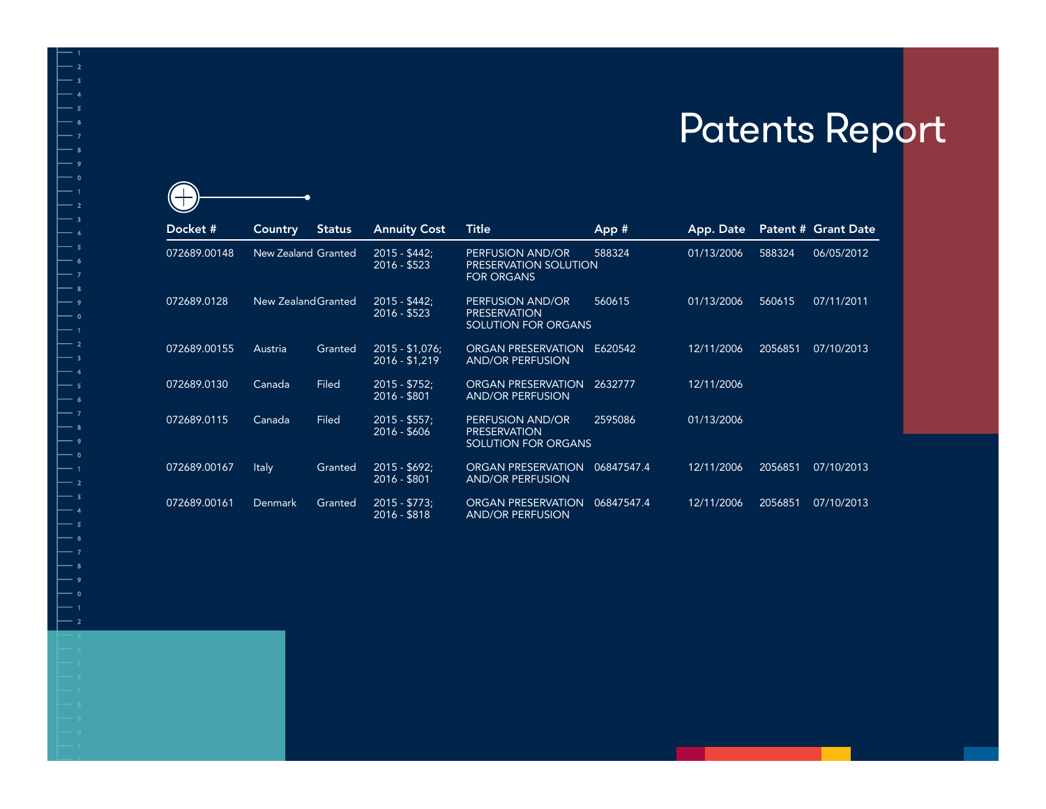# Patents Report

| Docket # | Country | Status | Annuity Cost | Title | App # | App. Date | Patent # | Grant Date |
|---|---|---|---|---|---|---|---|---|
| 072689.00148 | New Zealand | Granted | 2015 - $442; 2016 - $523 | PERFUSION AND/OR PRESERVATION SOLUTION FOR ORGANS | 588324 | 01/13/2006 | 588324 | 06/05/2012 |
| 072689.0128 | New Zealand | Granted | 2015 - $442; 2016 - $523 | PERFUSION AND/OR PRESERVATION SOLUTION FOR ORGANS | 560615 | 01/13/2006 | 560615 | 07/11/2011 |
| 072689.00155 | Austria | Granted | 2015 - $1,076; 2016 - $1,219 | ORGAN PRESERVATION AND/OR PERFUSION | E620542 | 12/11/2006 | 2056851 | 07/10/2013 |
| 072689.0130 | Canada | Filed | 2015 - $752; 2016 - $801 | ORGAN PRESERVATION AND/OR PERFUSION | 2632777 | 12/11/2006 | | |
| 072689.0115 | Canada | Filed | 2015 - $557; 2016 - $606 | PERFUSION AND/OR PRESERVATION SOLUTION FOR ORGANS | 2595086 | 01/13/2006 | | |
| 072689.00167 | Italy | Granted | 2015 - $692; 2016 - $801 | ORGAN PRESERVATION AND/OR PERFUSION | 06847547.4 | 12/11/2006 | 2056851 | 07/10/2013 |
| 072689.00161 | Denmark | Granted | 2015 - $773; 2016 - $818 | ORGAN PRESERVATION AND/OR PERFUSION | 06847547.4 | 12/11/2006 | 2056851 | 07/10/2013 |